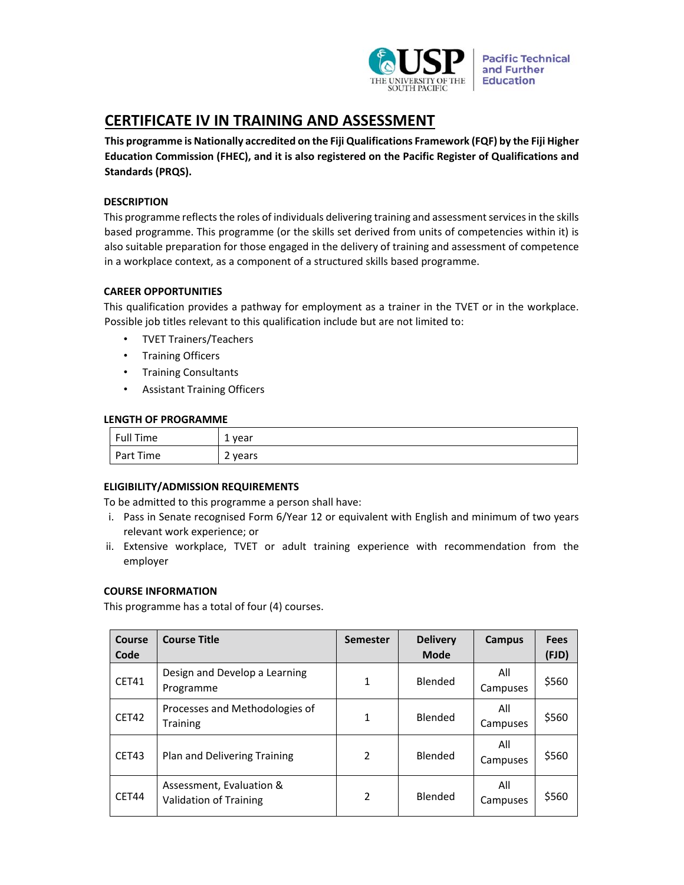USP THE UNIVERSITY OF THE SOUTH PACIFIC | Pacific Technical and Further Education

# CERTIFICATE IV IN TRAINING AND ASSESSMENT

**This programme is Nationally accredited on the Fiji Qualifications Framework (FQF) by the Fiji Higher Education Commission (FHEC), and it is also registered on the Pacific Register of Qualifications and Standards (PRQS).**

## DESCRIPTION

This programme reflects the roles of individuals delivering training and assessment services in the skills based programme. This programme (or the skills set derived from units of competencies within it) is also suitable preparation for those engaged in the delivery of training and assessment of competence in a workplace context, as a component of a structured skills based programme.

## CAREER OPPORTUNITIES

This qualification provides a pathway for employment as a trainer in the TVET or in the workplace. Possible job titles relevant to this qualification include but are not limited to:

- TVET Trainers/Teachers
- Training Officers
- Training Consultants
- Assistant Training Officers

## LENGTH OF PROGRAMME

| | |
|---|---|
| Full Time | 1 year |
| Part Time | 2 years |

## ELIGIBILITY/ADMISSION REQUIREMENTS

To be admitted to this programme a person shall have:

i. Pass in Senate recognised Form 6/Year 12 or equivalent with English and minimum of two years relevant work experience; or

ii. Extensive workplace, TVET or adult training experience with recommendation from the employer

## COURSE INFORMATION

This programme has a total of four (4) courses.

| Course Code | Course Title | Semester | Delivery Mode | Campus | Fees (FJD) |
|---|---|---|---|---|---|
| CET41 | Design and Develop a Learning Programme | 1 | Blended | All Campuses | $560 |
| CET42 | Processes and Methodologies of Training | 1 | Blended | All Campuses | $560 |
| CET43 | Plan and Delivering Training | 2 | Blended | All Campuses | $560 |
| CET44 | Assessment, Evaluation & Validation of Training | 2 | Blended | All Campuses | $560 |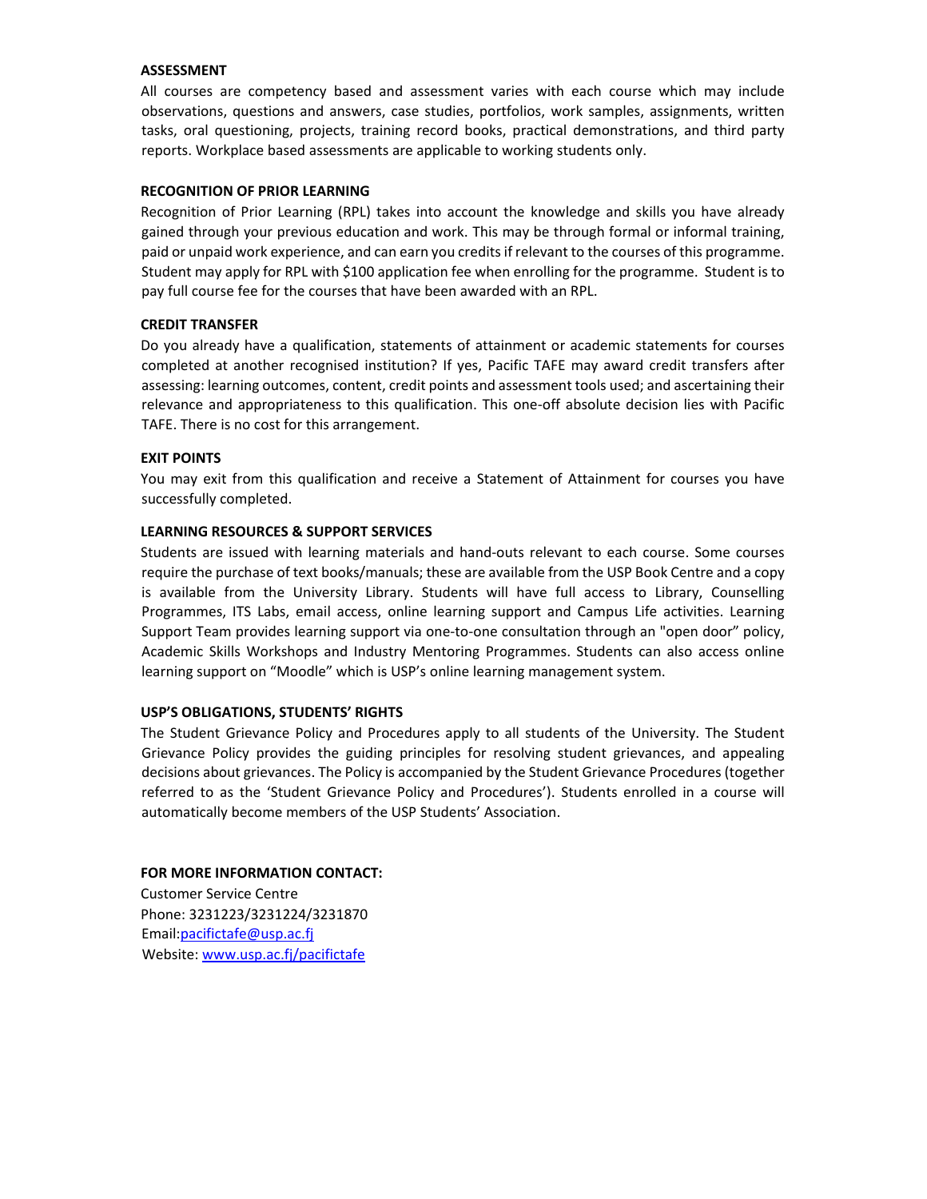## ASSESSMENT

All courses are competency based and assessment varies with each course which may include observations, questions and answers, case studies, portfolios, work samples, assignments, written tasks, oral questioning, projects, training record books, practical demonstrations, and third party reports. Workplace based assessments are applicable to working students only.

## RECOGNITION OF PRIOR LEARNING

Recognition of Prior Learning (RPL) takes into account the knowledge and skills you have already gained through your previous education and work. This may be through formal or informal training, paid or unpaid work experience, and can earn you credits if relevant to the courses of this programme. Student may apply for RPL with $100 application fee when enrolling for the programme. Student is to pay full course fee for the courses that have been awarded with an RPL.

## CREDIT TRANSFER

Do you already have a qualification, statements of attainment or academic statements for courses completed at another recognised institution? If yes, Pacific TAFE may award credit transfers after assessing: learning outcomes, content, credit points and assessment tools used; and ascertaining their relevance and appropriateness to this qualification. This one-off absolute decision lies with Pacific TAFE. There is no cost for this arrangement.

## EXIT POINTS

You may exit from this qualification and receive a Statement of Attainment for courses you have successfully completed.

## LEARNING RESOURCES & SUPPORT SERVICES

Students are issued with learning materials and hand-outs relevant to each course. Some courses require the purchase of text books/manuals; these are available from the USP Book Centre and a copy is available from the University Library. Students will have full access to Library, Counselling Programmes, ITS Labs, email access, online learning support and Campus Life activities. Learning Support Team provides learning support via one-to-one consultation through an "open door" policy, Academic Skills Workshops and Industry Mentoring Programmes. Students can also access online learning support on "Moodle" which is USP's online learning management system.

## USP'S OBLIGATIONS, STUDENTS' RIGHTS

The Student Grievance Policy and Procedures apply to all students of the University. The Student Grievance Policy provides the guiding principles for resolving student grievances, and appealing decisions about grievances. The Policy is accompanied by the Student Grievance Procedures (together referred to as the 'Student Grievance Policy and Procedures'). Students enrolled in a course will automatically become members of the USP Students' Association.

## FOR MORE INFORMATION CONTACT:

Customer Service Centre
Phone: 3231223/3231224/3231870
Email: pacifictafe@usp.ac.fj
Website: www.usp.ac.fj/pacifictafe